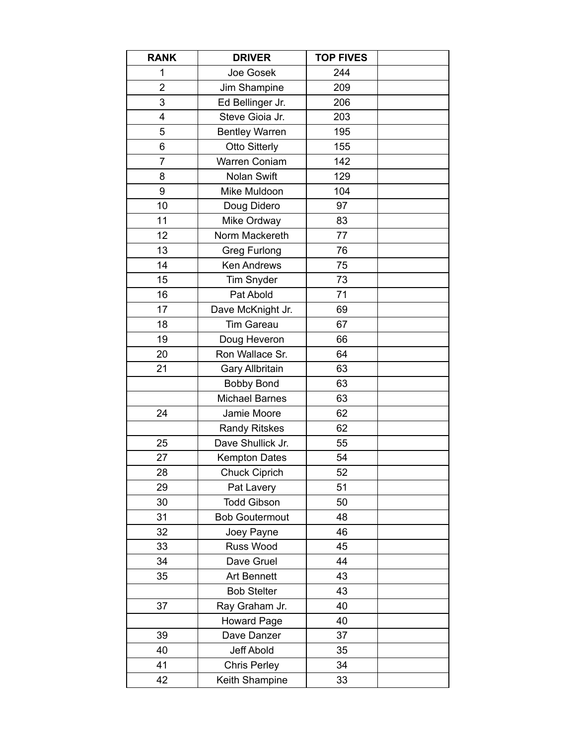| RANK | DRIVER | TOP FIVES | |
|---|---|---|---|
| 1 | Joe Gosek | 244 | |
| 2 | Jim Shampine | 209 | |
| 3 | Ed Bellinger Jr. | 206 | |
| 4 | Steve Gioia Jr. | 203 | |
| 5 | Bentley Warren | 195 | |
| 6 | Otto Sitterly | 155 | |
| 7 | Warren Coniam | 142 | |
| 8 | Nolan Swift | 129 | |
| 9 | Mike Muldoon | 104 | |
| 10 | Doug Didero | 97 | |
| 11 | Mike Ordway | 83 | |
| 12 | Norm Mackereth | 77 | |
| 13 | Greg Furlong | 76 | |
| 14 | Ken Andrews | 75 | |
| 15 | Tim Snyder | 73 | |
| 16 | Pat Abold | 71 | |
| 17 | Dave McKnight Jr. | 69 | |
| 18 | Tim Gareau | 67 | |
| 19 | Doug Heveron | 66 | |
| 20 | Ron Wallace Sr. | 64 | |
| 21 | Gary Allbritain | 63 | |
| | Bobby Bond | 63 | |
| | Michael Barnes | 63 | |
| 24 | Jamie Moore | 62 | |
| | Randy Ritskes | 62 | |
| 25 | Dave Shullick Jr. | 55 | |
| 27 | Kempton Dates | 54 | |
| 28 | Chuck Ciprich | 52 | |
| 29 | Pat Lavery | 51 | |
| 30 | Todd Gibson | 50 | |
| 31 | Bob Goutermout | 48 | |
| 32 | Joey Payne | 46 | |
| 33 | Russ Wood | 45 | |
| 34 | Dave Gruel | 44 | |
| 35 | Art Bennett | 43 | |
| | Bob Stelter | 43 | |
| 37 | Ray Graham Jr. | 40 | |
| | Howard Page | 40 | |
| 39 | Dave Danzer | 37 | |
| 40 | Jeff Abold | 35 | |
| 41 | Chris Perley | 34 | |
| 42 | Keith Shampine | 33 | |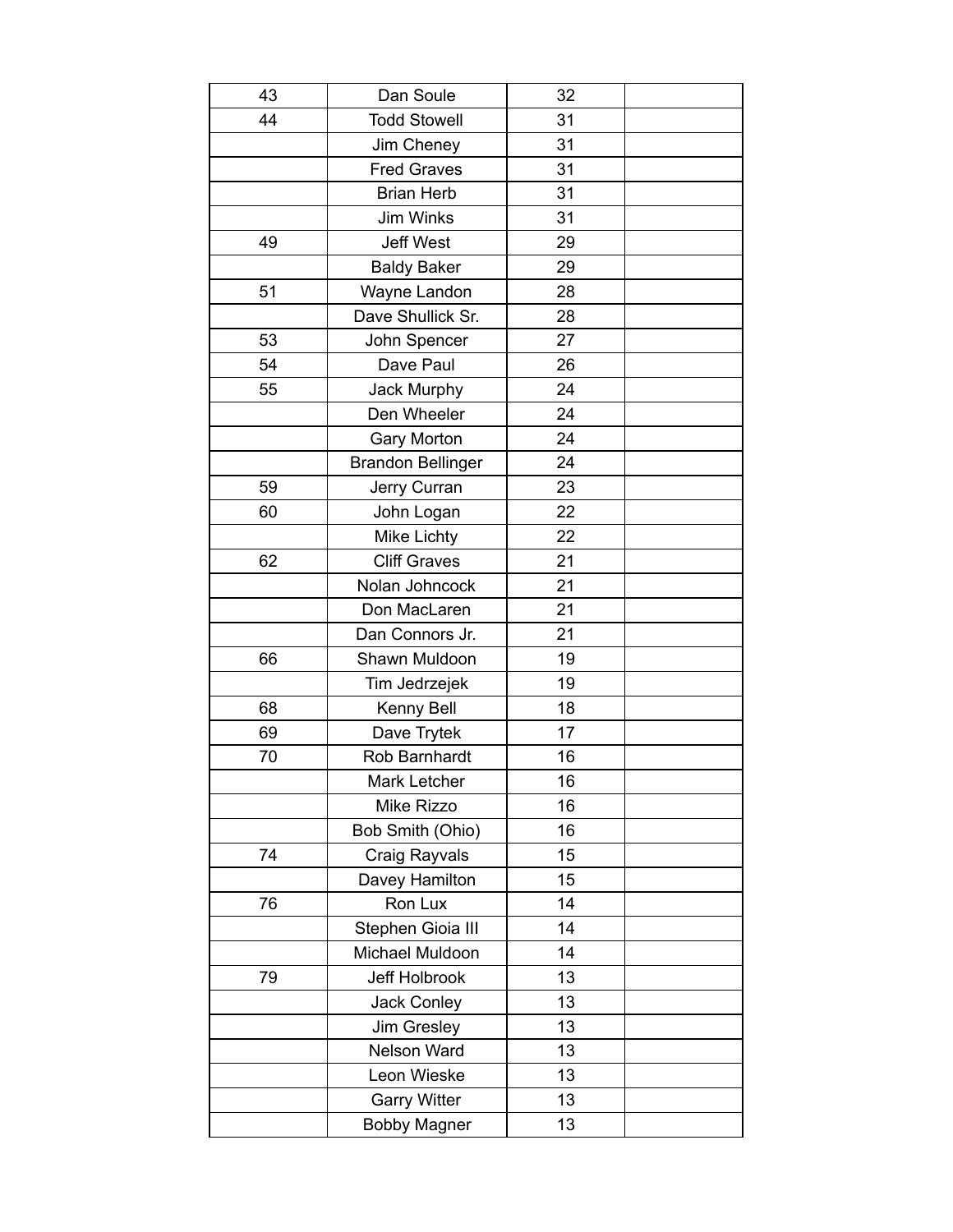| | | | |
|---|---|---|---|
| 43 | Dan Soule | 32 | |
| 44 | Todd Stowell | 31 | |
| | Jim Cheney | 31 | |
| | Fred Graves | 31 | |
| | Brian Herb | 31 | |
| | Jim Winks | 31 | |
| 49 | Jeff West | 29 | |
| | Baldy Baker | 29 | |
| 51 | Wayne Landon | 28 | |
| | Dave Shullick Sr. | 28 | |
| 53 | John Spencer | 27 | |
| 54 | Dave Paul | 26 | |
| 55 | Jack Murphy | 24 | |
| | Den Wheeler | 24 | |
| | Gary Morton | 24 | |
| | Brandon Bellinger | 24 | |
| 59 | Jerry Curran | 23 | |
| 60 | John Logan | 22 | |
| | Mike Lichty | 22 | |
| 62 | Cliff Graves | 21 | |
| | Nolan Johncock | 21 | |
| | Don MacLaren | 21 | |
| | Dan Connors Jr. | 21 | |
| 66 | Shawn Muldoon | 19 | |
| | Tim Jedrzejek | 19 | |
| 68 | Kenny Bell | 18 | |
| 69 | Dave Trytek | 17 | |
| 70 | Rob Barnhardt | 16 | |
| | Mark Letcher | 16 | |
| | Mike Rizzo | 16 | |
| | Bob Smith (Ohio) | 16 | |
| 74 | Craig Rayvals | 15 | |
| | Davey Hamilton | 15 | |
| 76 | Ron Lux | 14 | |
| | Stephen Gioia III | 14 | |
| | Michael Muldoon | 14 | |
| 79 | Jeff Holbrook | 13 | |
| | Jack Conley | 13 | |
| | Jim Gresley | 13 | |
| | Nelson Ward | 13 | |
| | Leon Wieske | 13 | |
| | Garry Witter | 13 | |
| | Bobby Magner | 13 | |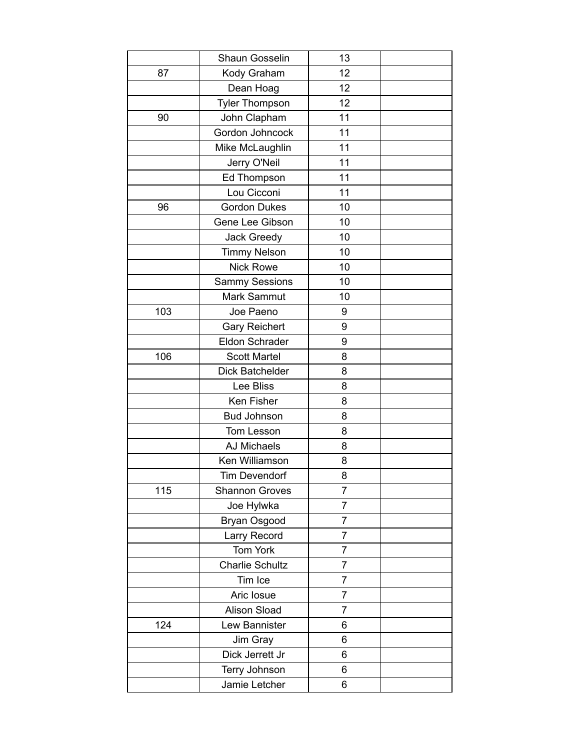| | | | |
|---|---|---|---|
| | Shaun Gosselin | 13 | |
| 87 | Kody Graham | 12 | |
| | Dean Hoag | 12 | |
| | Tyler Thompson | 12 | |
| 90 | John Clapham | 11 | |
| | Gordon Johncock | 11 | |
| | Mike McLaughlin | 11 | |
| | Jerry O'Neil | 11 | |
| | Ed Thompson | 11 | |
| | Lou Cicconi | 11 | |
| 96 | Gordon Dukes | 10 | |
| | Gene Lee Gibson | 10 | |
| | Jack Greedy | 10 | |
| | Timmy Nelson | 10 | |
| | Nick Rowe | 10 | |
| | Sammy Sessions | 10 | |
| | Mark Sammut | 10 | |
| 103 | Joe Paeno | 9 | |
| | Gary Reichert | 9 | |
| | Eldon Schrader | 9 | |
| 106 | Scott Martel | 8 | |
| | Dick Batchelder | 8 | |
| | Lee Bliss | 8 | |
| | Ken Fisher | 8 | |
| | Bud Johnson | 8 | |
| | Tom Lesson | 8 | |
| | AJ Michaels | 8 | |
| | Ken Williamson | 8 | |
| | Tim Devendorf | 8 | |
| 115 | Shannon Groves | 7 | |
| | Joe Hylwka | 7 | |
| | Bryan Osgood | 7 | |
| | Larry Record | 7 | |
| | Tom York | 7 | |
| | Charlie Schultz | 7 | |
| | Tim Ice | 7 | |
| | Aric Iosue | 7 | |
| | Alison Sload | 7 | |
| 124 | Lew Bannister | 6 | |
| | Jim Gray | 6 | |
| | Dick Jerrett Jr | 6 | |
| | Terry Johnson | 6 | |
| | Jamie Letcher | 6 | |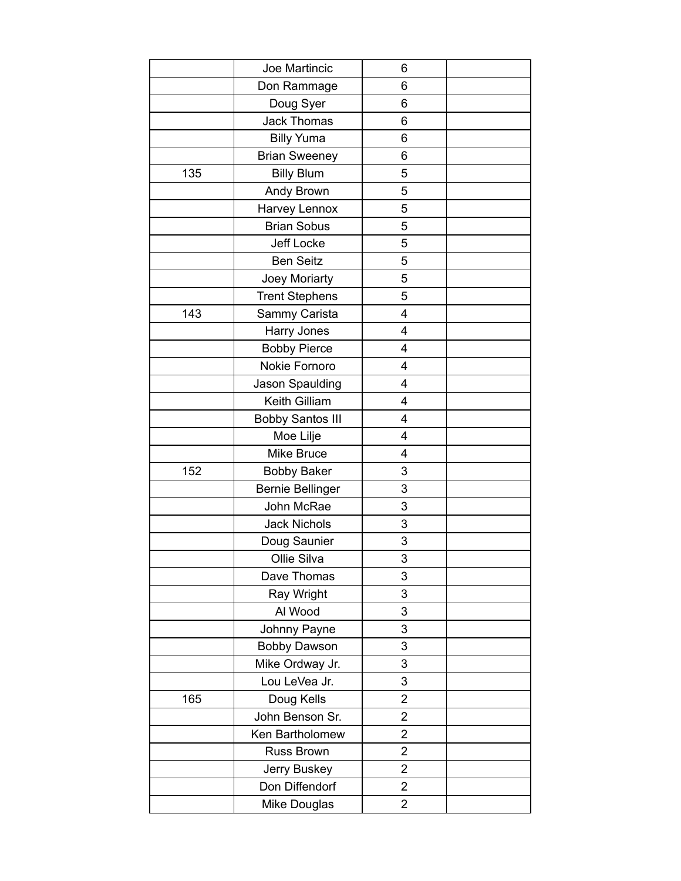| | | | |
|---|---|---|---|
| | Joe Martincic | 6 | |
| | Don Rammage | 6 | |
| | Doug Syer | 6 | |
| | Jack Thomas | 6 | |
| | Billy Yuma | 6 | |
| | Brian Sweeney | 6 | |
| 135 | Billy Blum | 5 | |
| | Andy Brown | 5 | |
| | Harvey Lennox | 5 | |
| | Brian Sobus | 5 | |
| | Jeff Locke | 5 | |
| | Ben Seitz | 5 | |
| | Joey Moriarty | 5 | |
| | Trent Stephens | 5 | |
| 143 | Sammy Carista | 4 | |
| | Harry Jones | 4 | |
| | Bobby Pierce | 4 | |
| | Nokie Fornoro | 4 | |
| | Jason Spaulding | 4 | |
| | Keith Gilliam | 4 | |
| | Bobby Santos III | 4 | |
| | Moe Lilje | 4 | |
| | Mike Bruce | 4 | |
| 152 | Bobby Baker | 3 | |
| | Bernie Bellinger | 3 | |
| | John McRae | 3 | |
| | Jack Nichols | 3 | |
| | Doug Saunier | 3 | |
| | Ollie Silva | 3 | |
| | Dave Thomas | 3 | |
| | Ray Wright | 3 | |
| | Al Wood | 3 | |
| | Johnny Payne | 3 | |
| | Bobby Dawson | 3 | |
| | Mike Ordway Jr. | 3 | |
| | Lou LeVea Jr. | 3 | |
| 165 | Doug Kells | 2 | |
| | John Benson Sr. | 2 | |
| | Ken Bartholomew | 2 | |
| | Russ Brown | 2 | |
| | Jerry Buskey | 2 | |
| | Don Diffendorf | 2 | |
| | Mike Douglas | 2 | |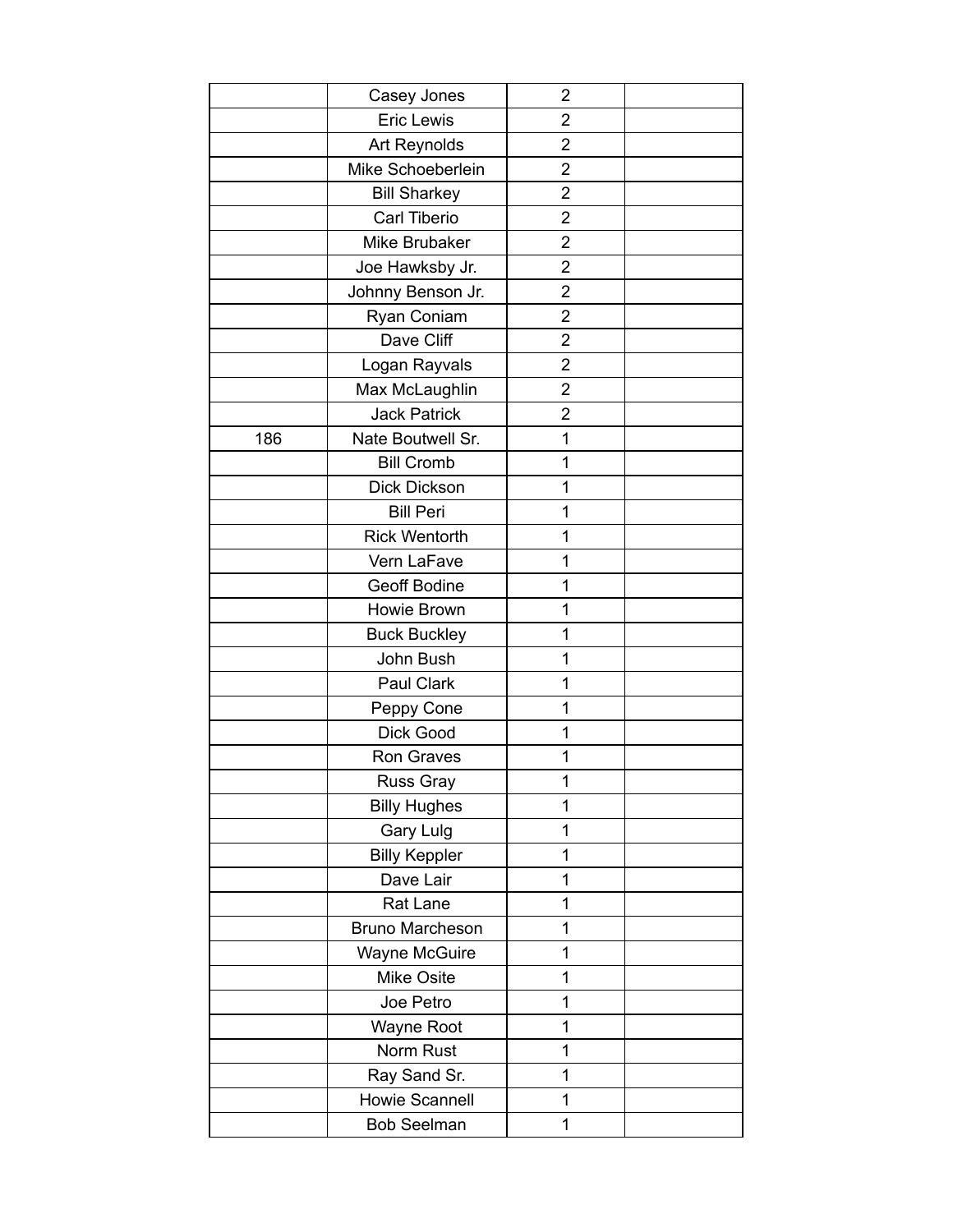| | | | |
|---|---|---|---|
| | Casey Jones | 2 | |
| | Eric Lewis | 2 | |
| | Art Reynolds | 2 | |
| | Mike Schoeberlein | 2 | |
| | Bill Sharkey | 2 | |
| | Carl Tiberio | 2 | |
| | Mike Brubaker | 2 | |
| | Joe Hawksby Jr. | 2 | |
| | Johnny Benson Jr. | 2 | |
| | Ryan Coniam | 2 | |
| | Dave Cliff | 2 | |
| | Logan Rayvals | 2 | |
| | Max McLaughlin | 2 | |
| | Jack Patrick | 2 | |
| 186 | Nate Boutwell Sr. | 1 | |
| | Bill Cromb | 1 | |
| | Dick Dickson | 1 | |
| | Bill Peri | 1 | |
| | Rick Wentorth | 1 | |
| | Vern LaFave | 1 | |
| | Geoff Bodine | 1 | |
| | Howie Brown | 1 | |
| | Buck Buckley | 1 | |
| | John Bush | 1 | |
| | Paul Clark | 1 | |
| | Peppy Cone | 1 | |
| | Dick Good | 1 | |
| | Ron Graves | 1 | |
| | Russ Gray | 1 | |
| | Billy Hughes | 1 | |
| | Gary Lulg | 1 | |
| | Billy Keppler | 1 | |
| | Dave Lair | 1 | |
| | Rat Lane | 1 | |
| | Bruno Marcheson | 1 | |
| | Wayne McGuire | 1 | |
| | Mike Osite | 1 | |
| | Joe Petro | 1 | |
| | Wayne Root | 1 | |
| | Norm Rust | 1 | |
| | Ray Sand Sr. | 1 | |
| | Howie Scannell | 1 | |
| | Bob Seelman | 1 | |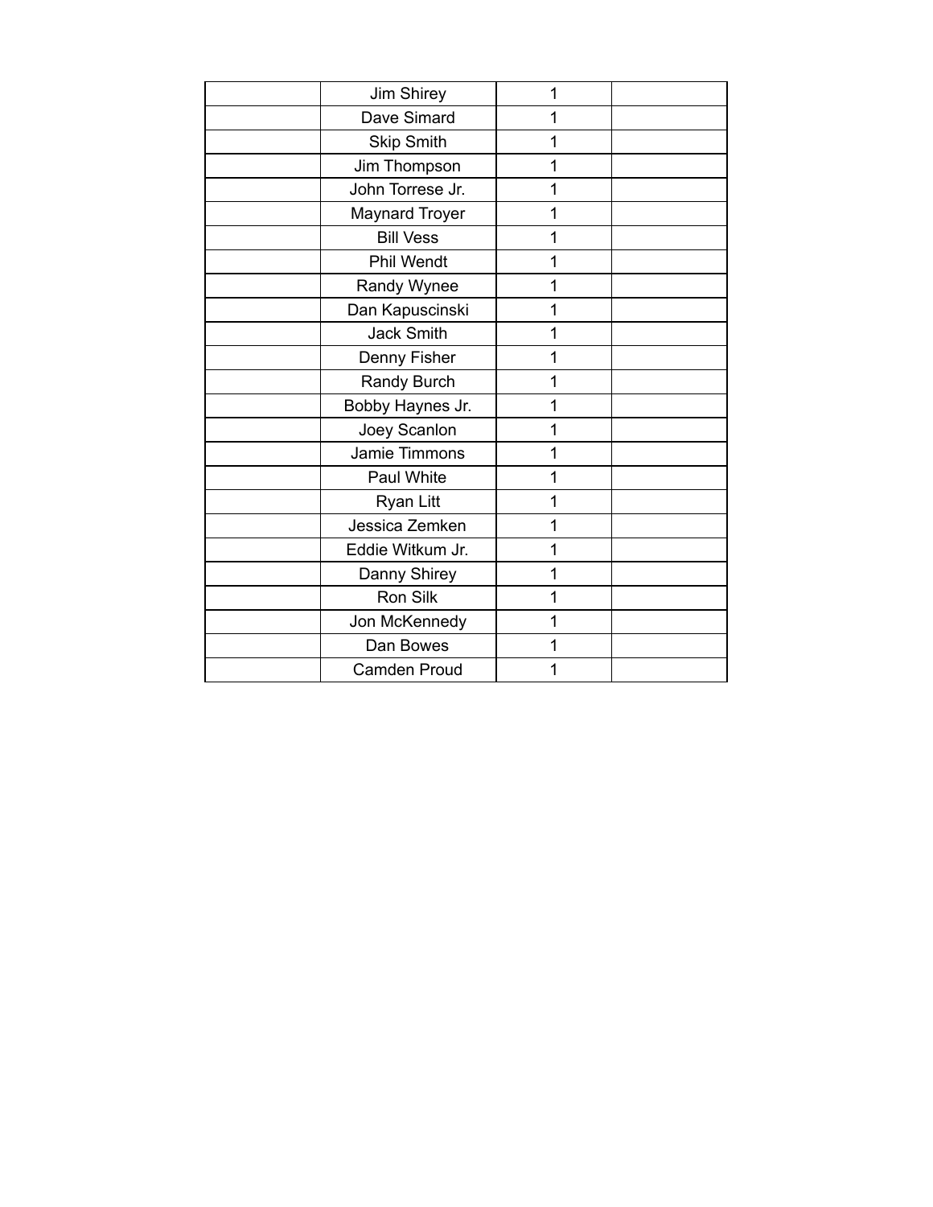| | | | |
|---|---|---|---|
| | Jim Shirey | 1 | |
| | Dave Simard | 1 | |
| | Skip Smith | 1 | |
| | Jim Thompson | 1 | |
| | John Torrese Jr. | 1 | |
| | Maynard Troyer | 1 | |
| | Bill Vess | 1 | |
| | Phil Wendt | 1 | |
| | Randy Wynee | 1 | |
| | Dan Kapuscinski | 1 | |
| | Jack Smith | 1 | |
| | Denny Fisher | 1 | |
| | Randy Burch | 1 | |
| | Bobby Haynes Jr. | 1 | |
| | Joey Scanlon | 1 | |
| | Jamie Timmons | 1 | |
| | Paul White | 1 | |
| | Ryan Litt | 1 | |
| | Jessica Zemken | 1 | |
| | Eddie Witkum Jr. | 1 | |
| | Danny Shirey | 1 | |
| | Ron Silk | 1 | |
| | Jon McKennedy | 1 | |
| | Dan Bowes | 1 | |
| | Camden Proud | 1 | |